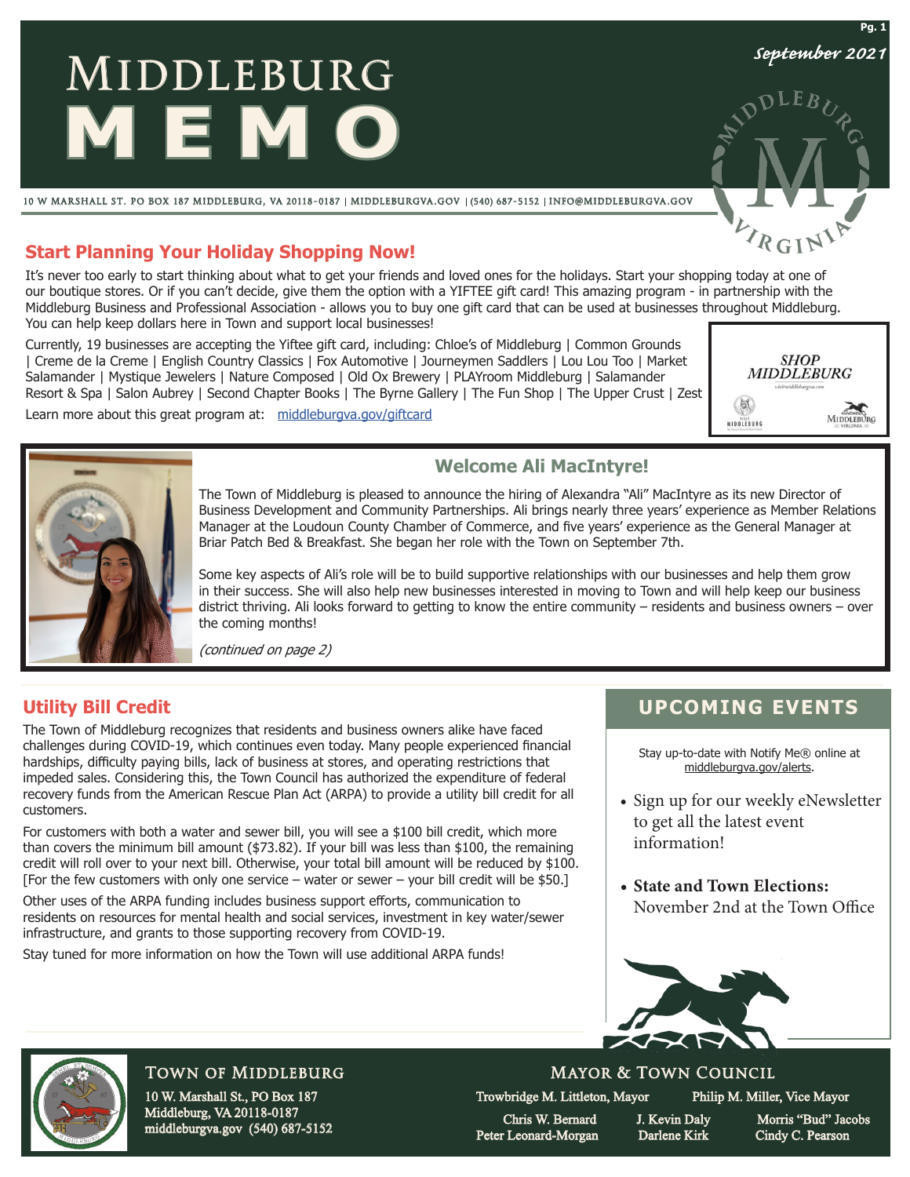# MIDDLEBURG MEMO

September 2021

10 W MARSHALL ST. PO BOX 187 MIDDLEBURG, VA 20118-0187 | MIDDLEBURGVA.GOV | (540) 687-5152 | INFO@MIDDLEBURGVA.GOV

## Start Planning Your Holiday Shopping Now!

It's never too early to start thinking about what to get your friends and loved ones for the holidays. Start your shopping today at one of our boutique stores. Or if you can't decide, give them the option with a YIFTEE gift card! This amazing program - in partnership with the Middleburg Business and Professional Association - allows you to buy one gift card that can be used at businesses throughout Middleburg. You can help keep dollars here in Town and support local businesses!

Currently, 19 businesses are accepting the Yiftee gift card, including: Chloe's of Middleburg | Common Grounds | Creme de la Creme | English Country Classics | Fox Automotive | Journeymen Saddlers | Lou Lou Too | Market Salamander | Mystique Jewelers | Nature Composed | Old Ox Brewery | PLAYroom Middleburg | Salamander Resort & Spa | Salon Aubrey | Second Chapter Books | The Byrne Gallery | The Fun Shop | The Upper Crust | Zest

Learn more about this great program at: middleburgva.gov/giftcard

SHOP MIDDLEBURG

## Welcome Ali MacIntyre!

The Town of Middleburg is pleased to announce the hiring of Alexandra "Ali" MacIntyre as its new Director of Business Development and Community Partnerships. Ali brings nearly three years' experience as Member Relations Manager at the Loudoun County Chamber of Commerce, and five years' experience as the General Manager at Briar Patch Bed & Breakfast. She began her role with the Town on September 7th.

Some key aspects of Ali's role will be to build supportive relationships with our businesses and help them grow in their success. She will also help new businesses interested in moving to Town and will help keep our business district thriving. Ali looks forward to getting to know the entire community – residents and business owners – over the coming months!

*(continued on page 2)*

## Utility Bill Credit

The Town of Middleburg recognizes that residents and business owners alike have faced challenges during COVID-19, which continues even today. Many people experienced financial hardships, difficulty paying bills, lack of business at stores, and operating restrictions that impeded sales. Considering this, the Town Council has authorized the expenditure of federal recovery funds from the American Rescue Plan Act (ARPA) to provide a utility bill credit for all customers.

For customers with both a water and sewer bill, you will see a $100 bill credit, which more than covers the minimum bill amount ($73.82). If your bill was less than $100, the remaining credit will roll over to your next bill. Otherwise, your total bill amount will be reduced by $100. [For the few customers with only one service – water or sewer – your bill credit will be $50.]

Other uses of the ARPA funding includes business support efforts, communication to residents on resources for mental health and social services, investment in key water/sewer infrastructure, and grants to those supporting recovery from COVID-19.

Stay tuned for more information on how the Town will use additional ARPA funds!

## UPCOMING EVENTS

Stay up-to-date with Notify Me® online at middleburgva.gov/alerts.

- Sign up for our weekly eNewsletter to get all the latest event information!
- **State and Town Elections:** November 2nd at the Town Office

### TOWN OF MIDDLEBURG

10 W. Marshall St., PO Box 187
Middleburg, VA 20118-0187
middleburgva.gov (540) 687-5152

### MAYOR & TOWN COUNCIL

Trowbridge M. Littleton, Mayor | Philip M. Miller, Vice Mayor

Chris W. Bernard | J. Kevin Daly | Morris "Bud" Jacobs
Peter Leonard-Morgan | Darlene Kirk | Cindy C. Pearson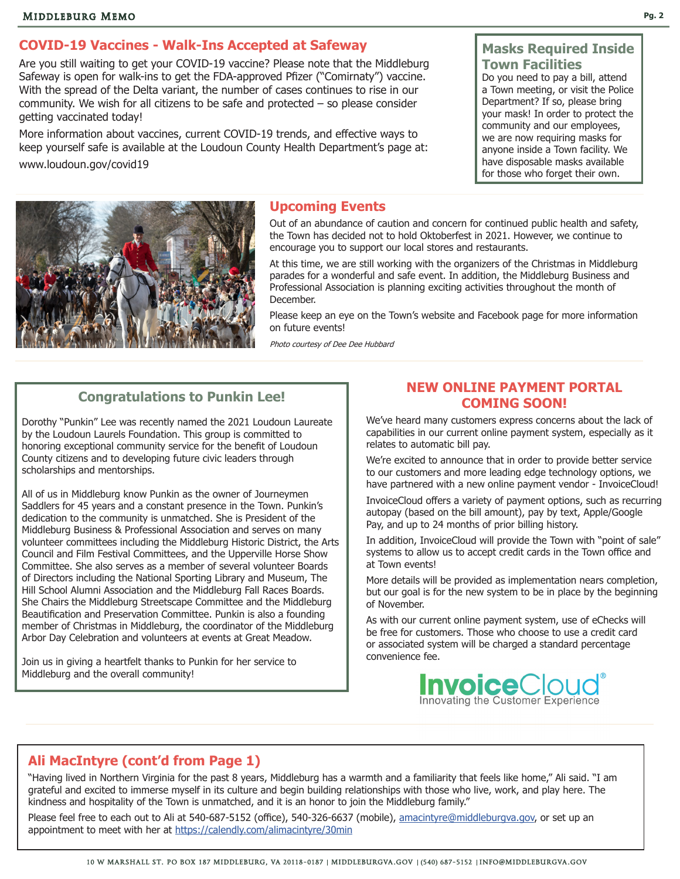## COVID-19 Vaccines - Walk-Ins Accepted at Safeway

Are you still waiting to get your COVID-19 vaccine? Please note that the Middleburg Safeway is open for walk-ins to get the FDA-approved Pfizer ("Comirnaty") vaccine. With the spread of the Delta variant, the number of cases continues to rise in our community. We wish for all citizens to be safe and protected – so please consider getting vaccinated today!

More information about vaccines, current COVID-19 trends, and effective ways to keep yourself safe is available at the Loudoun County Health Department's page at: www.loudoun.gov/covid19

## Masks Required Inside Town Facilities

Do you need to pay a bill, attend a Town meeting, or visit the Police Department? If so, please bring your mask! In order to protect the community and our employees, we are now requiring masks for anyone inside a Town facility. We have disposable masks available for those who forget their own.

## Upcoming Events

Out of an abundance of caution and concern for continued public health and safety, the Town has decided not to hold Oktoberfest in 2021. However, we continue to encourage you to support our local stores and restaurants.

At this time, we are still working with the organizers of the Christmas in Middleburg parades for a wonderful and safe event. In addition, the Middleburg Business and Professional Association is planning exciting activities throughout the month of December.

Please keep an eye on the Town's website and Facebook page for more information on future events!

*Photo courtesy of Dee Dee Hubbard*

## Congratulations to Punkin Lee!

Dorothy "Punkin" Lee was recently named the 2021 Loudoun Laureate by the Loudoun Laurels Foundation. This group is committed to honoring exceptional community service for the benefit of Loudoun County citizens and to developing future civic leaders through scholarships and mentorships.

All of us in Middleburg know Punkin as the owner of Journeymen Saddlers for 45 years and a constant presence in the Town. Punkin's dedication to the community is unmatched. She is President of the Middleburg Business & Professional Association and serves on many volunteer committees including the Middleburg Historic District, the Arts Council and Film Festival Committees, and the Upperville Horse Show Committee. She also serves as a member of several volunteer Boards of Directors including the National Sporting Library and Museum, The Hill School Alumni Association and the Middleburg Fall Races Boards. She Chairs the Middleburg Streetscape Committee and the Middleburg Beautification and Preservation Committee. Punkin is also a founding member of Christmas in Middleburg, the coordinator of the Middleburg Arbor Day Celebration and volunteers at events at Great Meadow.

Join us in giving a heartfelt thanks to Punkin for her service to Middleburg and the overall community!

## NEW ONLINE PAYMENT PORTAL COMING SOON!

We've heard many customers express concerns about the lack of capabilities in our current online payment system, especially as it relates to automatic bill pay.

We're excited to announce that in order to provide better service to our customers and more leading edge technology options, we have partnered with a new online payment vendor - InvoiceCloud!

InvoiceCloud offers a variety of payment options, such as recurring autopay (based on the bill amount), pay by text, Apple/Google Pay, and up to 24 months of prior billing history.

In addition, InvoiceCloud will provide the Town with "point of sale" systems to allow us to accept credit cards in the Town office and at Town events!

More details will be provided as implementation nears completion, but our goal is for the new system to be in place by the beginning of November.

As with our current online payment system, use of eChecks will be free for customers. Those who choose to use a credit card or associated system will be charged a standard percentage convenience fee.

InvoiceCloud®
Innovating the Customer Experience

## Ali MacIntyre (cont'd from Page 1)

"Having lived in Northern Virginia for the past 8 years, Middleburg has a warmth and a familiarity that feels like home," Ali said. "I am grateful and excited to immerse myself in its culture and begin building relationships with those who live, work, and play here. The kindness and hospitality of the Town is unmatched, and it is an honor to join the Middleburg family."

Please feel free to each out to Ali at 540-687-5152 (office), 540-326-6637 (mobile), amacintyre@middleburgva.gov, or set up an appointment to meet with her at https://calendly.com/alimacintyre/30min